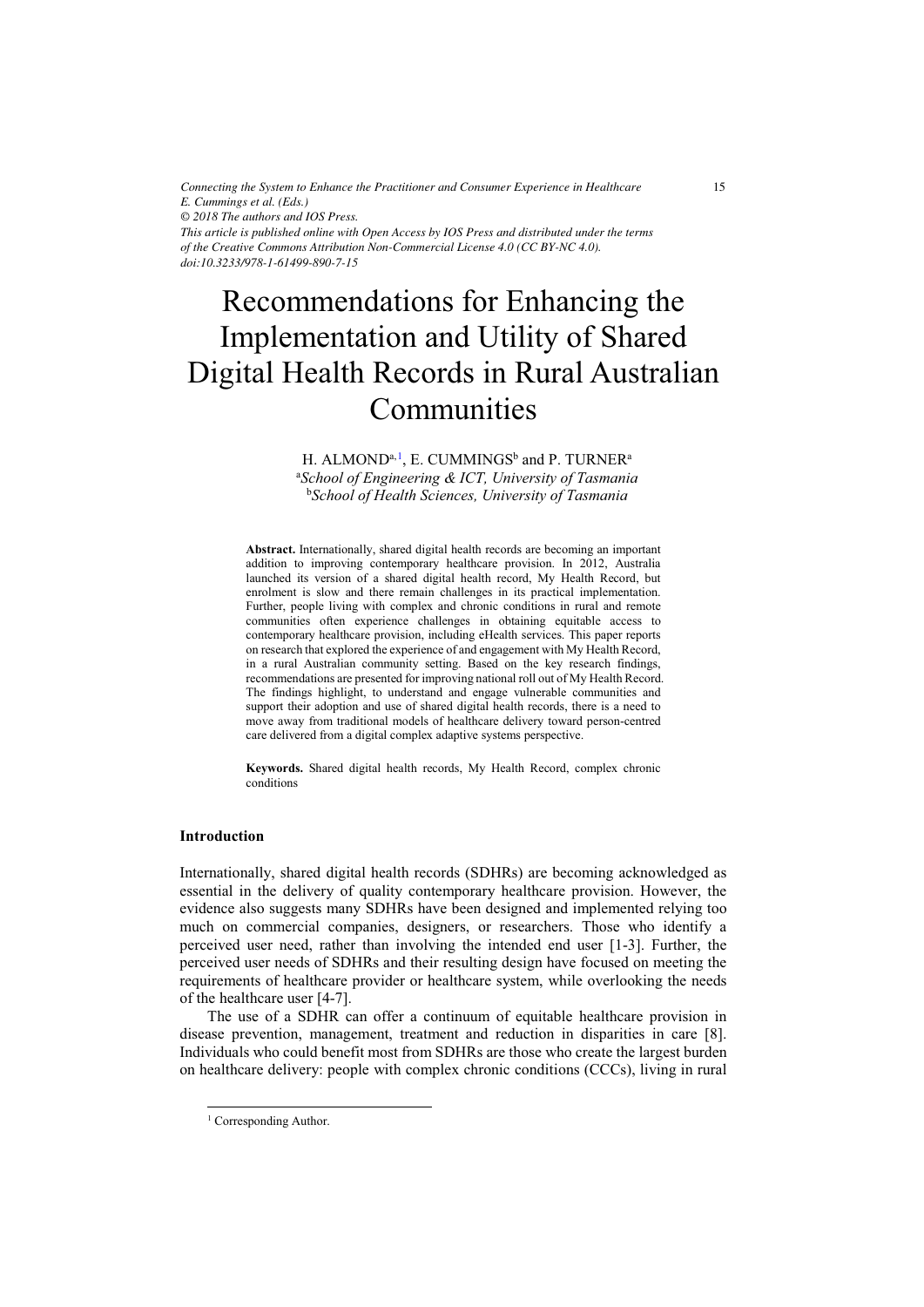*Connecting the System to Enhance the Practitioner and Consumer Experience in Healthcare*
*E. Cummings et al. (Eds.)*
*© 2018 The authors and IOS Press.*
*This article is published online with Open Access by IOS Press and distributed under the terms of the Creative Commons Attribution Non-Commercial License 4.0 (CC BY-NC 4.0).*
*doi:10.3233/978-1-61499-890-7-15*

# Recommendations for Enhancing the Implementation and Utility of Shared Digital Health Records in Rural Australian Communities

H. ALMOND[a,1], E. CUMMINGS[b] and P. TURNER[a]

[a]*School of Engineering & ICT, University of Tasmania*
[b]*School of Health Sciences, University of Tasmania*

**Abstract.** Internationally, shared digital health records are becoming an important addition to improving contemporary healthcare provision. In 2012, Australia launched its version of a shared digital health record, My Health Record, but enrolment is slow and there remain challenges in its practical implementation. Further, people living with complex and chronic conditions in rural and remote communities often experience challenges in obtaining equitable access to contemporary healthcare provision, including eHealth services. This paper reports on research that explored the experience of and engagement with My Health Record, in a rural Australian community setting. Based on the key research findings, recommendations are presented for improving national roll out of My Health Record. The findings highlight, to understand and engage vulnerable communities and support their adoption and use of shared digital health records, there is a need to move away from traditional models of healthcare delivery toward person-centred care delivered from a digital complex adaptive systems perspective.

**Keywords.** Shared digital health records, My Health Record, complex chronic conditions

## Introduction

Internationally, shared digital health records (SDHRs) are becoming acknowledged as essential in the delivery of quality contemporary healthcare provision. However, the evidence also suggests many SDHRs have been designed and implemented relying too much on commercial companies, designers, or researchers. Those who identify a perceived user need, rather than involving the intended end user [1-3]. Further, the perceived user needs of SDHRs and their resulting design have focused on meeting the requirements of healthcare provider or healthcare system, while overlooking the needs of the healthcare user [4-7].

The use of a SDHR can offer a continuum of equitable healthcare provision in disease prevention, management, treatment and reduction in disparities in care [8]. Individuals who could benefit most from SDHRs are those who create the largest burden on healthcare delivery: people with complex chronic conditions (CCCs), living in rural

[1] Corresponding Author.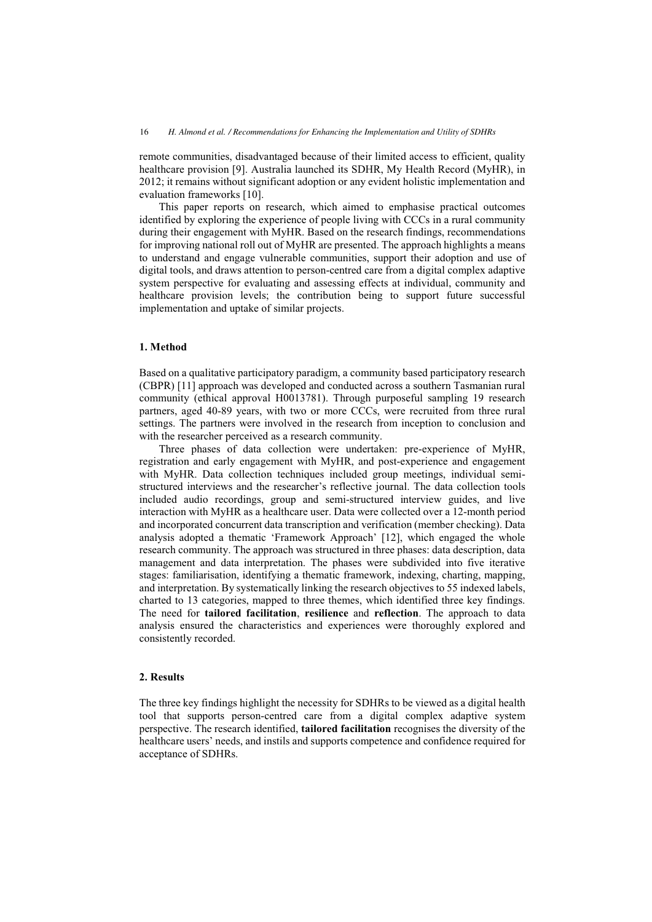remote communities, disadvantaged because of their limited access to efficient, quality healthcare provision [9]. Australia launched its SDHR, My Health Record (MyHR), in 2012; it remains without significant adoption or any evident holistic implementation and evaluation frameworks [10].

This paper reports on research, which aimed to emphasise practical outcomes identified by exploring the experience of people living with CCCs in a rural community during their engagement with MyHR. Based on the research findings, recommendations for improving national roll out of MyHR are presented. The approach highlights a means to understand and engage vulnerable communities, support their adoption and use of digital tools, and draws attention to person-centred care from a digital complex adaptive system perspective for evaluating and assessing effects at individual, community and healthcare provision levels; the contribution being to support future successful implementation and uptake of similar projects.

## 1. Method

Based on a qualitative participatory paradigm, a community based participatory research (CBPR) [11] approach was developed and conducted across a southern Tasmanian rural community (ethical approval H0013781). Through purposeful sampling 19 research partners, aged 40-89 years, with two or more CCCs, were recruited from three rural settings. The partners were involved in the research from inception to conclusion and with the researcher perceived as a research community.

Three phases of data collection were undertaken: pre-experience of MyHR, registration and early engagement with MyHR, and post-experience and engagement with MyHR. Data collection techniques included group meetings, individual semi-structured interviews and the researcher's reflective journal. The data collection tools included audio recordings, group and semi-structured interview guides, and live interaction with MyHR as a healthcare user. Data were collected over a 12-month period and incorporated concurrent data transcription and verification (member checking). Data analysis adopted a thematic 'Framework Approach' [12], which engaged the whole research community. The approach was structured in three phases: data description, data management and data interpretation. The phases were subdivided into five iterative stages: familiarisation, identifying a thematic framework, indexing, charting, mapping, and interpretation. By systematically linking the research objectives to 55 indexed labels, charted to 13 categories, mapped to three themes, which identified three key findings. The need for **tailored facilitation**, **resilience** and **reflection**. The approach to data analysis ensured the characteristics and experiences were thoroughly explored and consistently recorded.

## 2. Results

The three key findings highlight the necessity for SDHRs to be viewed as a digital health tool that supports person-centred care from a digital complex adaptive system perspective. The research identified, **tailored facilitation** recognises the diversity of the healthcare users' needs, and instils and supports competence and confidence required for acceptance of SDHRs.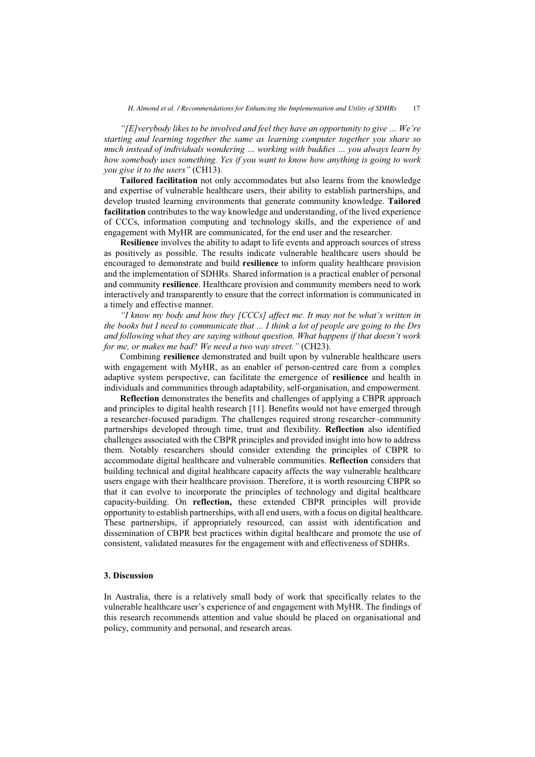*"[E]verybody likes to be involved and feel they have an opportunity to give … We're starting and learning together the same as learning computer together you share so much instead of individuals wondering … working with buddies … you always learn by how somebody uses something. Yes if you want to know how anything is going to work you give it to the users"* (CH13).

**Tailored facilitation** not only accommodates but also learns from the knowledge and expertise of vulnerable healthcare users, their ability to establish partnerships, and develop trusted learning environments that generate community knowledge. **Tailored facilitation** contributes to the way knowledge and understanding, of the lived experience of CCCs, information computing and technology skills, and the experience of and engagement with MyHR are communicated, for the end user and the researcher.

**Resilience** involves the ability to adapt to life events and approach sources of stress as positively as possible. The results indicate vulnerable healthcare users should be encouraged to demonstrate and build **resilience** to inform quality healthcare provision and the implementation of SDHRs. Shared information is a practical enabler of personal and community **resilience**. Healthcare provision and community members need to work interactively and transparently to ensure that the correct information is communicated in a timely and effective manner.

*"I know my body and how they [CCCs] affect me. It may not be what's written in the books but I need to communicate that ... I think a lot of people are going to the Drs and following what they are saying without question. What happens if that doesn't work for me, or makes me bad? We need a two way street."* (CH23).

Combining **resilience** demonstrated and built upon by vulnerable healthcare users with engagement with MyHR, as an enabler of person-centred care from a complex adaptive system perspective, can facilitate the emergence of **resilience** and health in individuals and communities through adaptability, self-organisation, and empowerment.

**Reflection** demonstrates the benefits and challenges of applying a CBPR approach and principles to digital health research [11]. Benefits would not have emerged through a researcher-focused paradigm. The challenges required strong researcher–community partnerships developed through time, trust and flexibility. **Reflection** also identified challenges associated with the CBPR principles and provided insight into how to address them. Notably researchers should consider extending the principles of CBPR to accommodate digital healthcare and vulnerable communities. **Reflection** considers that building technical and digital healthcare capacity affects the way vulnerable healthcare users engage with their healthcare provision. Therefore, it is worth resourcing CBPR so that it can evolve to incorporate the principles of technology and digital healthcare capacity-building. On **reflection,** these extended CBPR principles will provide opportunity to establish partnerships, with all end users, with a focus on digital healthcare. These partnerships, if appropriately resourced, can assist with identification and dissemination of CBPR best practices within digital healthcare and promote the use of consistent, validated measures for the engagement with and effectiveness of SDHRs.

## 3. Discussion

In Australia, there is a relatively small body of work that specifically relates to the vulnerable healthcare user's experience of and engagement with MyHR. The findings of this research recommends attention and value should be placed on organisational and policy, community and personal, and research areas.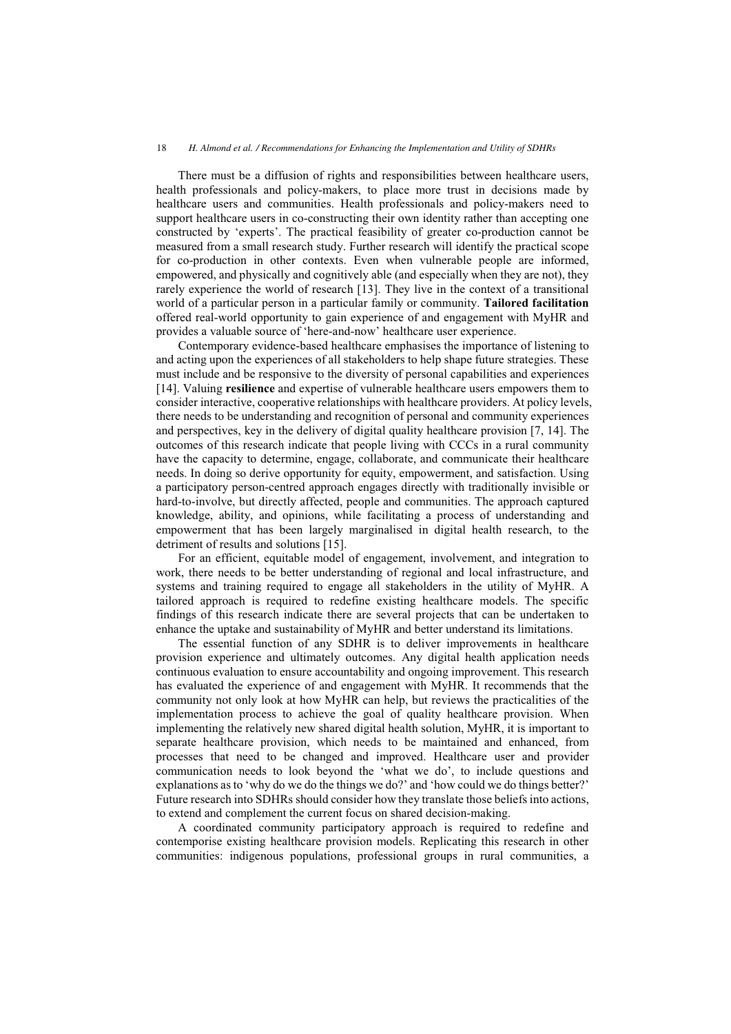There must be a diffusion of rights and responsibilities between healthcare users, health professionals and policy-makers, to place more trust in decisions made by healthcare users and communities. Health professionals and policy-makers need to support healthcare users in co-constructing their own identity rather than accepting one constructed by 'experts'. The practical feasibility of greater co-production cannot be measured from a small research study. Further research will identify the practical scope for co-production in other contexts. Even when vulnerable people are informed, empowered, and physically and cognitively able (and especially when they are not), they rarely experience the world of research [13]. They live in the context of a transitional world of a particular person in a particular family or community. **Tailored facilitation** offered real-world opportunity to gain experience of and engagement with MyHR and provides a valuable source of 'here-and-now' healthcare user experience.

Contemporary evidence-based healthcare emphasises the importance of listening to and acting upon the experiences of all stakeholders to help shape future strategies. These must include and be responsive to the diversity of personal capabilities and experiences [14]. Valuing **resilience** and expertise of vulnerable healthcare users empowers them to consider interactive, cooperative relationships with healthcare providers. At policy levels, there needs to be understanding and recognition of personal and community experiences and perspectives, key in the delivery of digital quality healthcare provision [7, 14]. The outcomes of this research indicate that people living with CCCs in a rural community have the capacity to determine, engage, collaborate, and communicate their healthcare needs. In doing so derive opportunity for equity, empowerment, and satisfaction. Using a participatory person-centred approach engages directly with traditionally invisible or hard-to-involve, but directly affected, people and communities. The approach captured knowledge, ability, and opinions, while facilitating a process of understanding and empowerment that has been largely marginalised in digital health research, to the detriment of results and solutions [15].

For an efficient, equitable model of engagement, involvement, and integration to work, there needs to be better understanding of regional and local infrastructure, and systems and training required to engage all stakeholders in the utility of MyHR. A tailored approach is required to redefine existing healthcare models. The specific findings of this research indicate there are several projects that can be undertaken to enhance the uptake and sustainability of MyHR and better understand its limitations.

The essential function of any SDHR is to deliver improvements in healthcare provision experience and ultimately outcomes. Any digital health application needs continuous evaluation to ensure accountability and ongoing improvement. This research has evaluated the experience of and engagement with MyHR. It recommends that the community not only look at how MyHR can help, but reviews the practicalities of the implementation process to achieve the goal of quality healthcare provision. When implementing the relatively new shared digital health solution, MyHR, it is important to separate healthcare provision, which needs to be maintained and enhanced, from processes that need to be changed and improved. Healthcare user and provider communication needs to look beyond the 'what we do', to include questions and explanations as to 'why do we do the things we do?' and 'how could we do things better?' Future research into SDHRs should consider how they translate those beliefs into actions, to extend and complement the current focus on shared decision-making.

A coordinated community participatory approach is required to redefine and contemporise existing healthcare provision models. Replicating this research in other communities: indigenous populations, professional groups in rural communities, a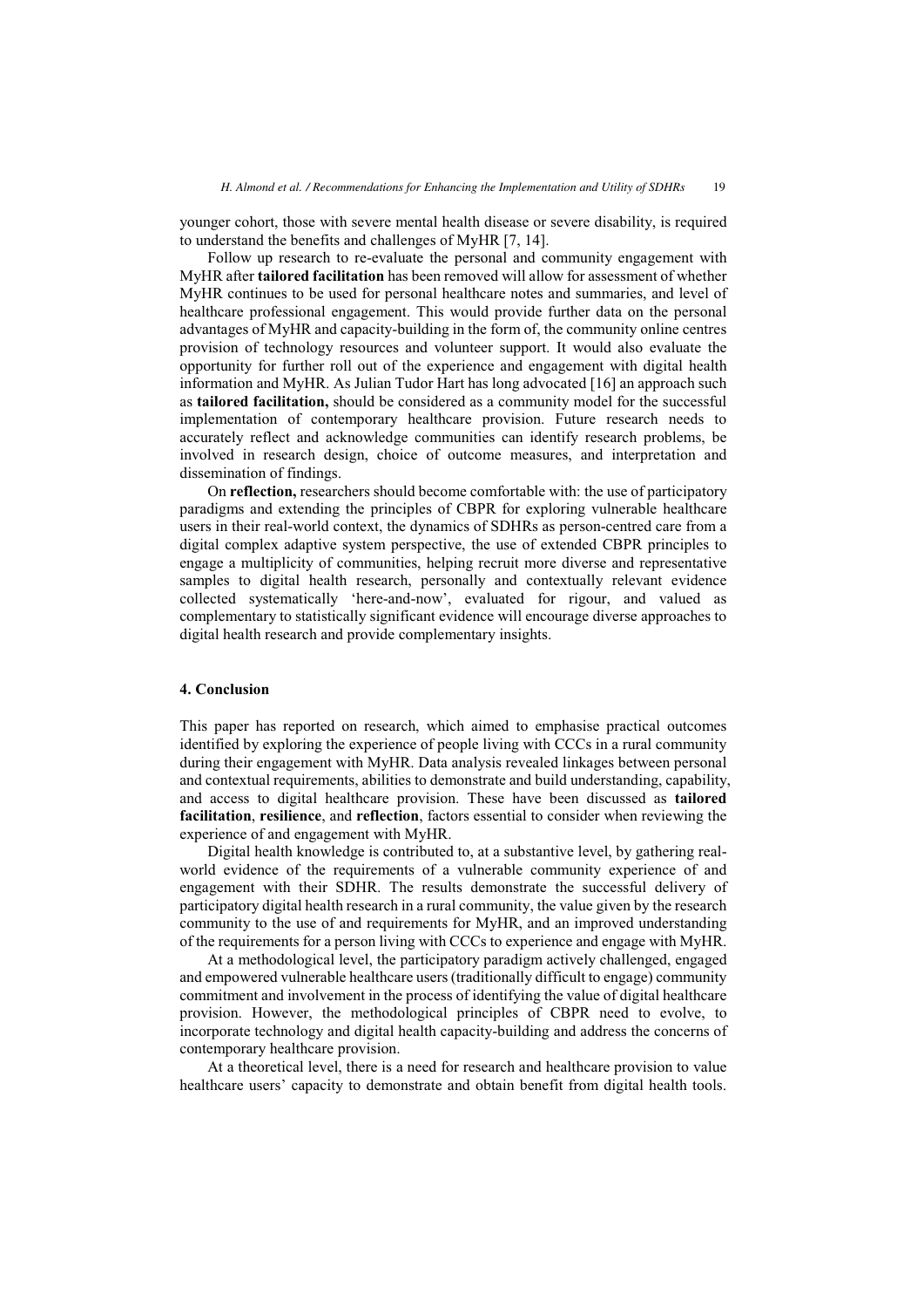younger cohort, those with severe mental health disease or severe disability, is required to understand the benefits and challenges of MyHR [7, 14].

Follow up research to re-evaluate the personal and community engagement with MyHR after **tailored facilitation** has been removed will allow for assessment of whether MyHR continues to be used for personal healthcare notes and summaries, and level of healthcare professional engagement. This would provide further data on the personal advantages of MyHR and capacity-building in the form of, the community online centres provision of technology resources and volunteer support. It would also evaluate the opportunity for further roll out of the experience and engagement with digital health information and MyHR. As Julian Tudor Hart has long advocated [16] an approach such as **tailored facilitation,** should be considered as a community model for the successful implementation of contemporary healthcare provision. Future research needs to accurately reflect and acknowledge communities can identify research problems, be involved in research design, choice of outcome measures, and interpretation and dissemination of findings.

On **reflection,** researchers should become comfortable with: the use of participatory paradigms and extending the principles of CBPR for exploring vulnerable healthcare users in their real-world context, the dynamics of SDHRs as person-centred care from a digital complex adaptive system perspective, the use of extended CBPR principles to engage a multiplicity of communities, helping recruit more diverse and representative samples to digital health research, personally and contextually relevant evidence collected systematically 'here-and-now', evaluated for rigour, and valued as complementary to statistically significant evidence will encourage diverse approaches to digital health research and provide complementary insights.

## 4. Conclusion

This paper has reported on research, which aimed to emphasise practical outcomes identified by exploring the experience of people living with CCCs in a rural community during their engagement with MyHR. Data analysis revealed linkages between personal and contextual requirements, abilities to demonstrate and build understanding, capability, and access to digital healthcare provision. These have been discussed as **tailored facilitation**, **resilience**, and **reflection**, factors essential to consider when reviewing the experience of and engagement with MyHR.

Digital health knowledge is contributed to, at a substantive level, by gathering real-world evidence of the requirements of a vulnerable community experience of and engagement with their SDHR. The results demonstrate the successful delivery of participatory digital health research in a rural community, the value given by the research community to the use of and requirements for MyHR, and an improved understanding of the requirements for a person living with CCCs to experience and engage with MyHR.

At a methodological level, the participatory paradigm actively challenged, engaged and empowered vulnerable healthcare users (traditionally difficult to engage) community commitment and involvement in the process of identifying the value of digital healthcare provision. However, the methodological principles of CBPR need to evolve, to incorporate technology and digital health capacity-building and address the concerns of contemporary healthcare provision.

At a theoretical level, there is a need for research and healthcare provision to value healthcare users' capacity to demonstrate and obtain benefit from digital health tools.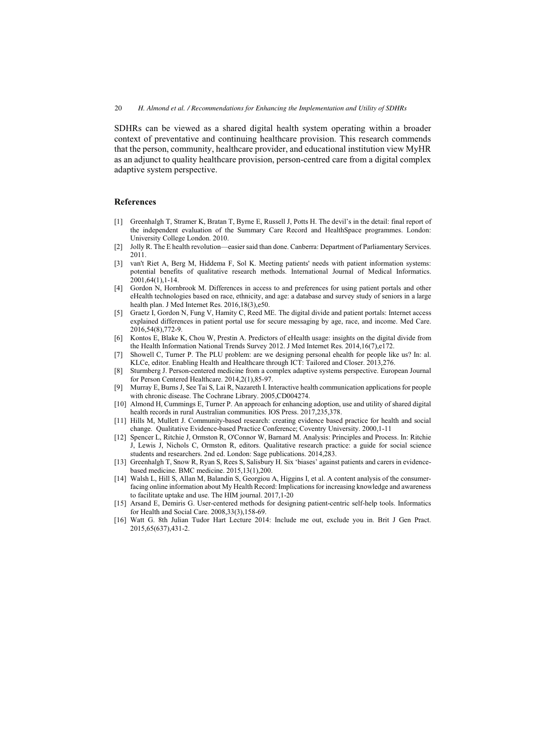SDHRs can be viewed as a shared digital health system operating within a broader context of preventative and continuing healthcare provision. This research commends that the person, community, healthcare provider, and educational institution view MyHR as an adjunct to quality healthcare provision, person-centred care from a digital complex adaptive system perspective.

## References

[1] Greenhalgh T, Stramer K, Bratan T, Byrne E, Russell J, Potts H. The devil's in the detail: final report of the independent evaluation of the Summary Care Record and HealthSpace programmes. London: University College London. 2010.

[2] Jolly R. The E health revolution—easier said than done. Canberra: Department of Parliamentary Services. 2011.

[3] van't Riet A, Berg M, Hiddema F, Sol K. Meeting patients' needs with patient information systems: potential benefits of qualitative research methods. International Journal of Medical Informatics. 2001,64(1),1-14.

[4] Gordon N, Hornbrook M. Differences in access to and preferences for using patient portals and other eHealth technologies based on race, ethnicity, and age: a database and survey study of seniors in a large health plan. J Med Internet Res. 2016,18(3),e50.

[5] Graetz I, Gordon N, Fung V, Hamity C, Reed ME. The digital divide and patient portals: Internet access explained differences in patient portal use for secure messaging by age, race, and income. Med Care. 2016,54(8),772-9.

[6] Kontos E, Blake K, Chou W, Prestin A. Predictors of eHealth usage: insights on the digital divide from the Health Information National Trends Survey 2012. J Med Internet Res. 2014,16(7),e172.

[7] Showell C, Turner P. The PLU problem: are we designing personal ehealth for people like us? In: al. KLCe, editor. Enabling Health and Healthcare through ICT: Tailored and Closer. 2013,276.

[8] Sturmberg J. Person-centered medicine from a complex adaptive systems perspective. European Journal for Person Centered Healthcare. 2014,2(1),85-97.

[9] Murray E, Burns J, See Tai S, Lai R, Nazareth I. Interactive health communication applications for people with chronic disease. The Cochrane Library. 2005,CD004274.

[10] Almond H, Cummings E, Turner P. An approach for enhancing adoption, use and utility of shared digital health records in rural Australian communities. IOS Press. 2017,235,378.

[11] Hills M, Mullett J. Community-based research: creating evidence based practice for health and social change. Qualitative Evidence-based Practice Conference; Coventry University. 2000,1-11

[12] Spencer L, Ritchie J, Ormston R, O'Connor W, Barnard M. Analysis: Principles and Process. In: Ritchie J, Lewis J, Nichols C, Ormston R, editors. Qualitative research practice: a guide for social science students and researchers. 2nd ed. London: Sage publications. 2014,283.

[13] Greenhalgh T, Snow R, Ryan S, Rees S, Salisbury H. Six 'biases' against patients and carers in evidence-based medicine. BMC medicine. 2015,13(1),200.

[14] Walsh L, Hill S, Allan M, Balandin S, Georgiou A, Higgins I, et al. A content analysis of the consumer-facing online information about My Health Record: Implications for increasing knowledge and awareness to facilitate uptake and use. The HIM journal. 2017,1-20

[15] Arsand E, Demiris G. User-centered methods for designing patient-centric self-help tools. Informatics for Health and Social Care. 2008,33(3),158-69.

[16] Watt G. 8th Julian Tudor Hart Lecture 2014: Include me out, exclude you in. Brit J Gen Pract. 2015,65(637),431-2.